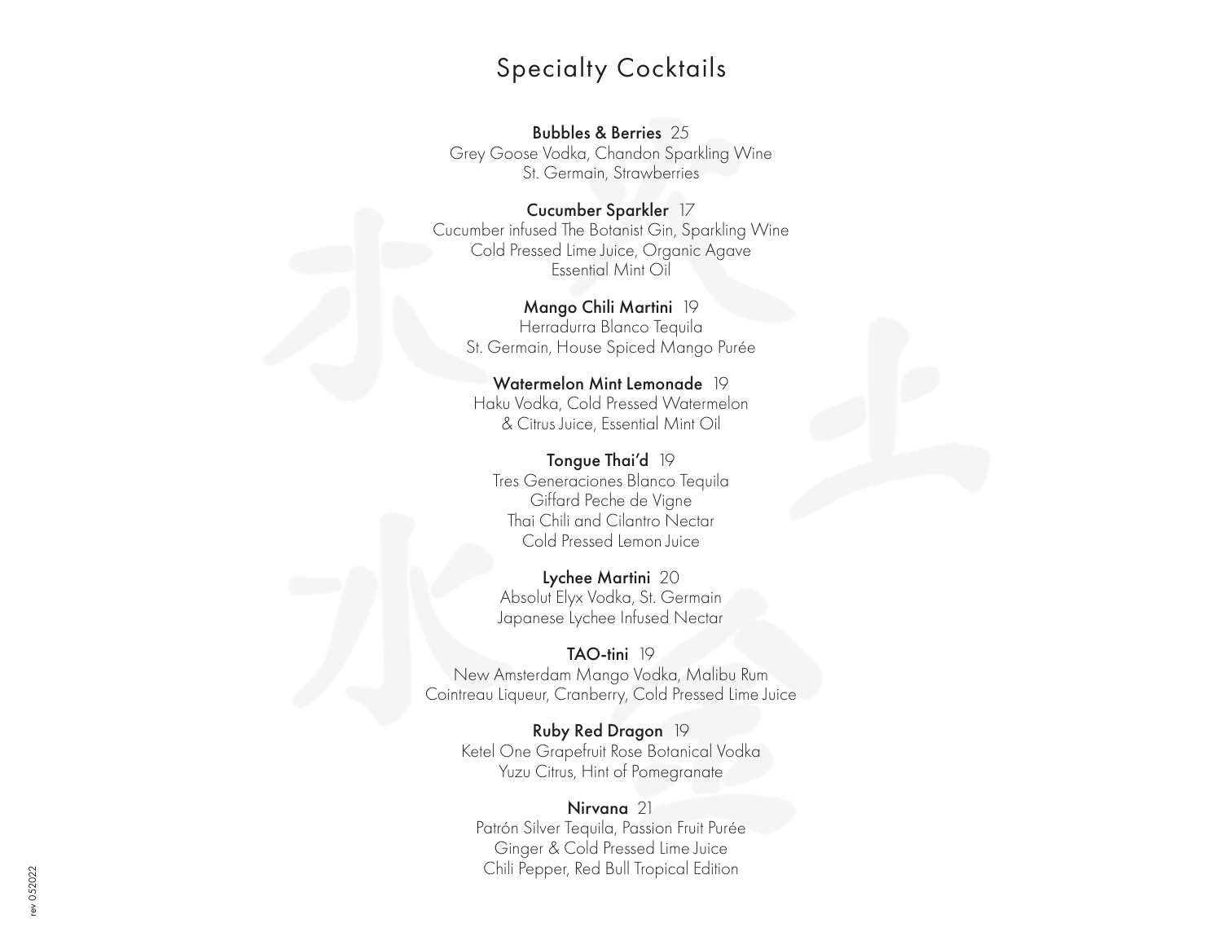# Specialty Cocktails

**Bubbles & Berries** 25
Grey Goose Vodka, Chandon Sparkling Wine
St. Germain, Strawberries

**Cucumber Sparkler** 17
Cucumber infused The Botanist Gin, Sparkling Wine
Cold Pressed Lime Juice, Organic Agave
Essential Mint Oil

**Mango Chili Martini** 19
Herradurra Blanco Tequila
St. Germain, House Spiced Mango Purée

**Watermelon Mint Lemonade** 19
Haku Vodka, Cold Pressed Watermelon
& Citrus Juice, Essential Mint Oil

**Tongue Thai'd** 19
Tres Generaciones Blanco Tequila
Giffard Peche de Vigne
Thai Chili and Cilantro Nectar
Cold Pressed Lemon Juice

**Lychee Martini** 20
Absolut Elyx Vodka, St. Germain
Japanese Lychee Infused Nectar

**TAO-tini** 19
New Amsterdam Mango Vodka, Malibu Rum
Cointreau Liqueur, Cranberry, Cold Pressed Lime Juice

**Ruby Red Dragon** 19
Ketel One Grapefruit Rose Botanical Vodka
Yuzu Citrus, Hint of Pomegranate

**Nirvana** 21
Patrón Silver Tequila, Passion Fruit Purée
Ginger & Cold Pressed Lime Juice
Chili Pepper, Red Bull Tropical Edition

rev 052022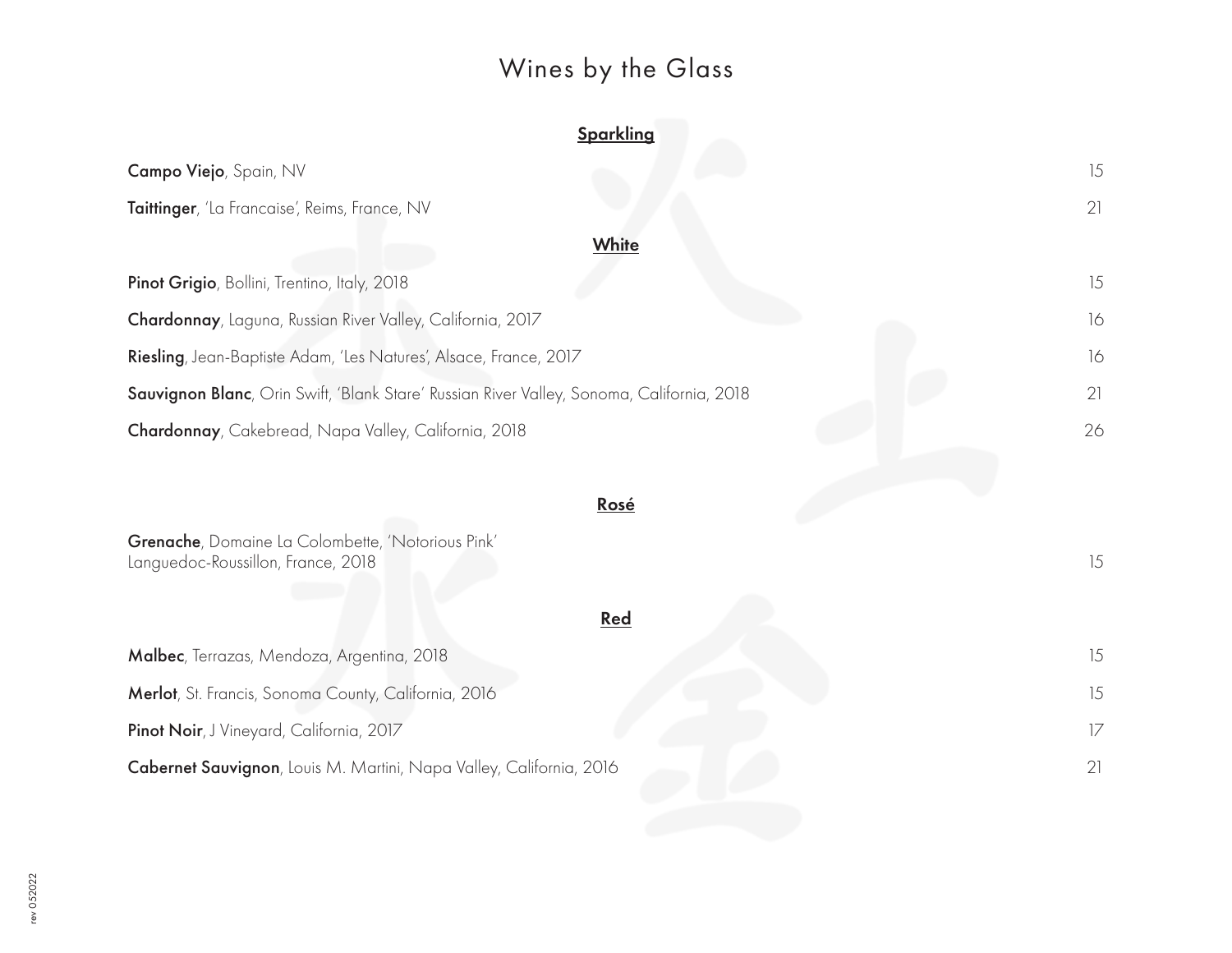# Wines by the Glass

## Sparkling

**Campo Viejo**, Spain, NV 15

**Taittinger**, 'La Francaise', Reims, France, NV 21

## White

**Pinot Grigio**, Bollini, Trentino, Italy, 2018 15

**Chardonnay**, Laguna, Russian River Valley, California, 2017 16

**Riesling**, Jean-Baptiste Adam, 'Les Natures', Alsace, France, 2017 16

**Sauvignon Blanc**, Orin Swift, 'Blank Stare' Russian River Valley, Sonoma, California, 2018 21

**Chardonnay**, Cakebread, Napa Valley, California, 2018 26

## Rosé

**Grenache**, Domaine La Colombette, 'Notorious Pink'
Languedoc-Roussillon, France, 2018 15

## Red

**Malbec**, Terrazas, Mendoza, Argentina, 2018 15

**Merlot**, St. Francis, Sonoma County, California, 2016 15

**Pinot Noir**, J Vineyard, California, 2017 17

**Cabernet Sauvignon**, Louis M. Martini, Napa Valley, California, 2016 21

rev 052022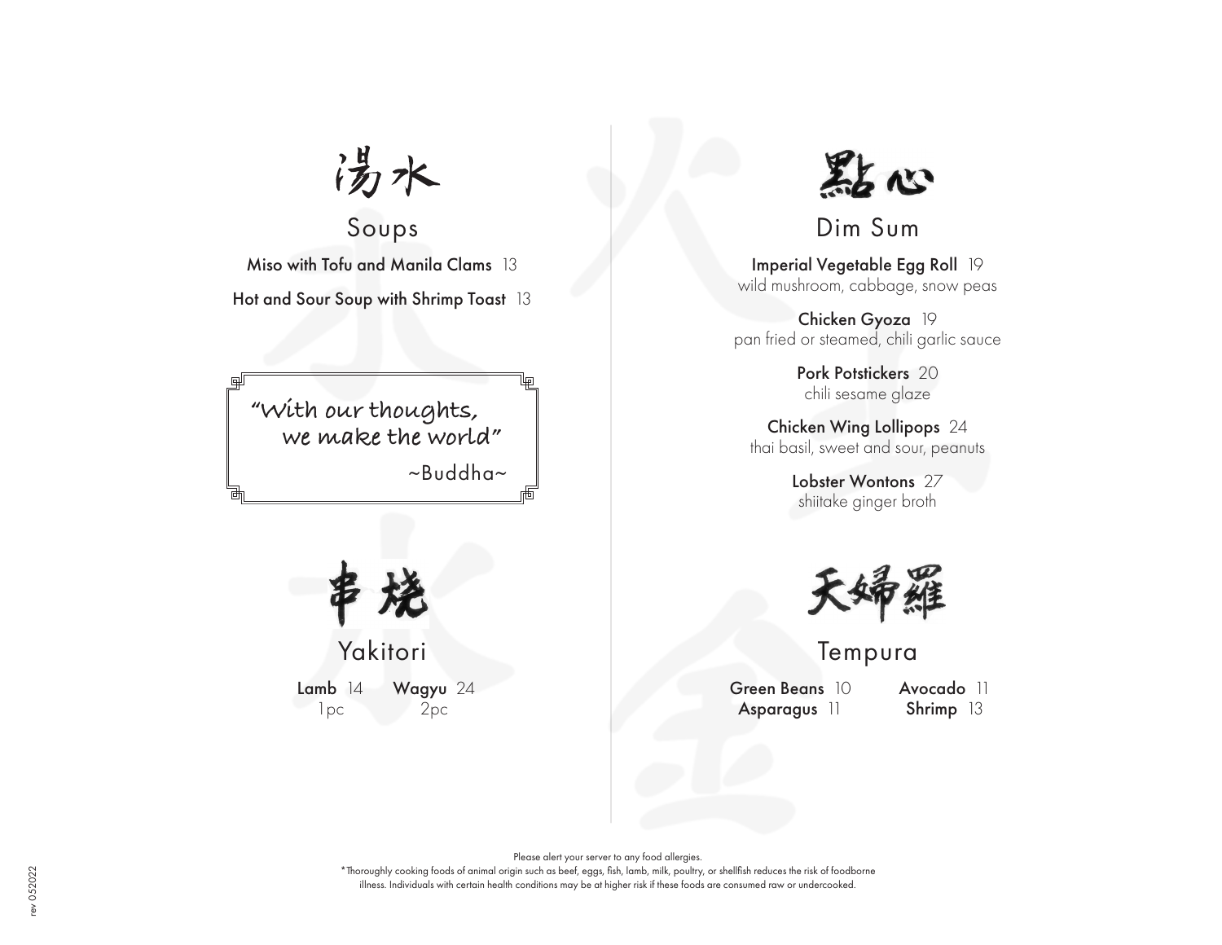# 湯水

## Soups

**Miso with Tofu and Manila Clams** 13

**Hot and Sour Soup with Shrimp Toast** 13

> "With our thoughts,
> we make the world"
>
> ~Buddha~

# 串焼

## Yakitori

**Lamb** 14
1pc

**Wagyu** 24
2pc

# 點心

## Dim Sum

**Imperial Vegetable Egg Roll** 19
wild mushroom, cabbage, snow peas

**Chicken Gyoza** 19
pan fried or steamed, chili garlic sauce

**Pork Potstickers** 20
chili sesame glaze

**Chicken Wing Lollipops** 24
thai basil, sweet and sour, peanuts

**Lobster Wontons** 27
shiitake ginger broth

# 天婦羅

## Tempura

**Green Beans** 10

**Asparagus** 11

**Avocado** 11

**Shrimp** 13

Please alert your server to any food allergies.

*Thoroughly cooking foods of animal origin such as beef, eggs, fish, lamb, milk, poultry, or shellfish reduces the risk of foodborne illness. Individuals with certain health conditions may be at higher risk if these foods are consumed raw or undercooked.

rev 052022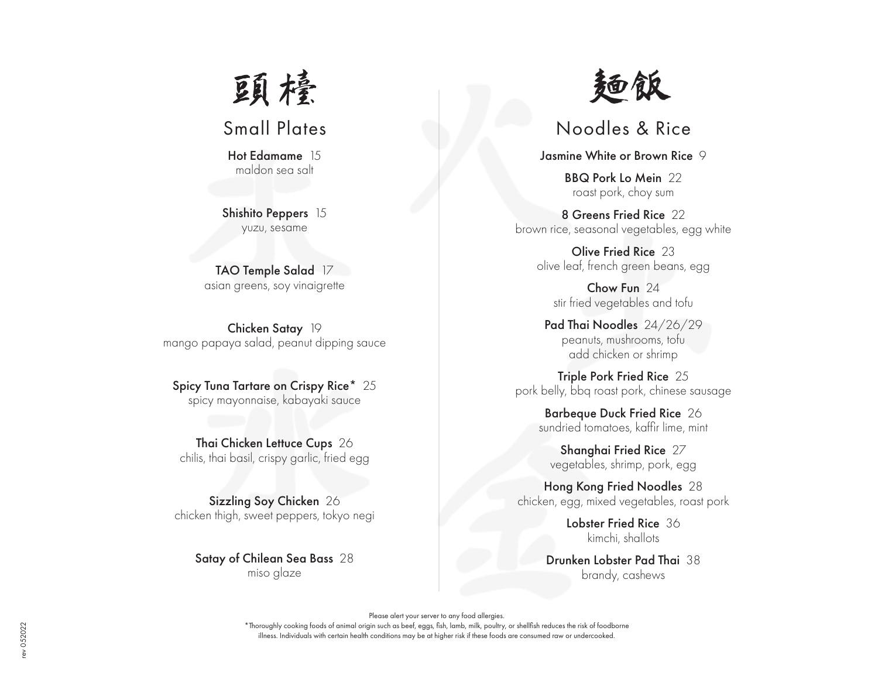# 頭檯

## Small Plates

**Hot Edamame** 15
maldon sea salt

**Shishito Peppers** 15
yuzu, sesame

**TAO Temple Salad** 17
asian greens, soy vinaigrette

**Chicken Satay** 19
mango papaya salad, peanut dipping sauce

**Spicy Tuna Tartare on Crispy Rice*** 25
spicy mayonnaise, kabayaki sauce

**Thai Chicken Lettuce Cups** 26
chilis, thai basil, crispy garlic, fried egg

**Sizzling Soy Chicken** 26
chicken thigh, sweet peppers, tokyo negi

**Satay of Chilean Sea Bass** 28
miso glaze

# 麵飯

## Noodles & Rice

**Jasmine White or Brown Rice** 9

**BBQ Pork Lo Mein** 22
roast pork, choy sum

**8 Greens Fried Rice** 22
brown rice, seasonal vegetables, egg white

**Olive Fried Rice** 23
olive leaf, french green beans, egg

**Chow Fun** 24
stir fried vegetables and tofu

**Pad Thai Noodles** 24/26/29
peanuts, mushrooms, tofu
add chicken or shrimp

**Triple Pork Fried Rice** 25
pork belly, bbq roast pork, chinese sausage

**Barbeque Duck Fried Rice** 26
sundried tomatoes, kaffir lime, mint

**Shanghai Fried Rice** 27
vegetables, shrimp, pork, egg

**Hong Kong Fried Noodles** 28
chicken, egg, mixed vegetables, roast pork

**Lobster Fried Rice** 36
kimchi, shallots

**Drunken Lobster Pad Thai** 38
brandy, cashews

Please alert your server to any food allergies.
*Thoroughly cooking foods of animal origin such as beef, eggs, fish, lamb, milk, poultry, or shellfish reduces the risk of foodborne illness. Individuals with certain health conditions may be at higher risk if these foods are consumed raw or undercooked.

rev 052022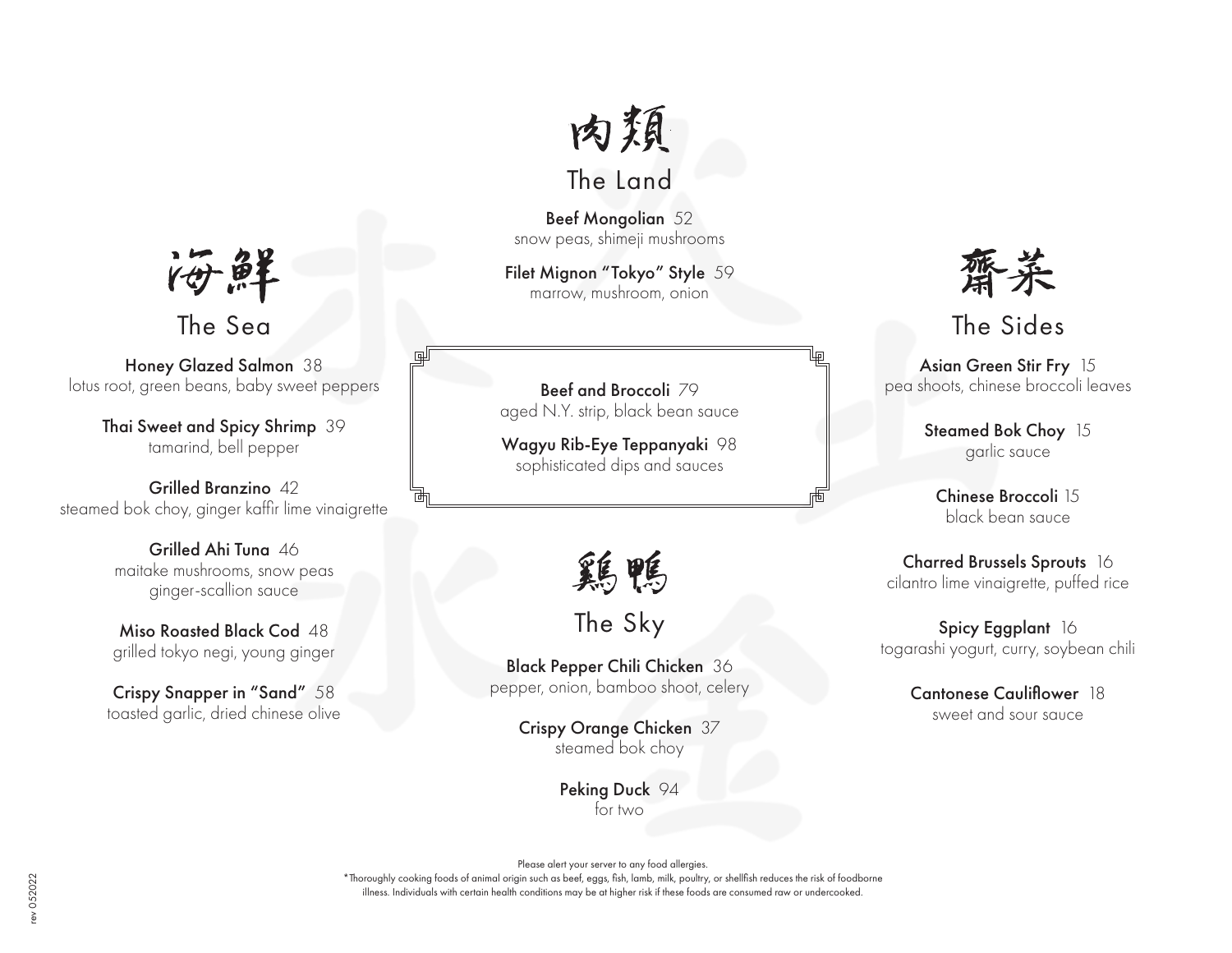# 海鮮
## The Sea

**Honey Glazed Salmon** 38
lotus root, green beans, baby sweet peppers

**Thai Sweet and Spicy Shrimp** 39
tamarind, bell pepper

**Grilled Branzino** 42
steamed bok choy, ginger kaffir lime vinaigrette

**Grilled Ahi Tuna** 46
maitake mushrooms, snow peas
ginger-scallion sauce

**Miso Roasted Black Cod** 48
grilled tokyo negi, young ginger

**Crispy Snapper in "Sand"** 58
toasted garlic, dried chinese olive

# 肉類
## The Land

**Beef Mongolian** 52
snow peas, shimeji mushrooms

**Filet Mignon "Tokyo" Style** 59
marrow, mushroom, onion

**Beef and Broccoli** 79
aged N.Y. strip, black bean sauce

**Wagyu Rib-Eye Teppanyaki** 98
sophisticated dips and sauces

# 雞鴨
## The Sky

**Black Pepper Chili Chicken** 36
pepper, onion, bamboo shoot, celery

**Crispy Orange Chicken** 37
steamed bok choy

**Peking Duck** 94
for two

# 齋菜
## The Sides

**Asian Green Stir Fry** 15
pea shoots, chinese broccoli leaves

**Steamed Bok Choy** 15
garlic sauce

**Chinese Broccoli** 15
black bean sauce

**Charred Brussels Sprouts** 16
cilantro lime vinaigrette, puffed rice

**Spicy Eggplant** 16
togarashi yogurt, curry, soybean chili

**Cantonese Cauliflower** 18
sweet and sour sauce

Please alert your server to any food allergies.
*Thoroughly cooking foods of animal origin such as beef, eggs, fish, lamb, milk, poultry, or shellfish reduces the risk of foodborne illness. Individuals with certain health conditions may be at higher risk if these foods are consumed raw or undercooked.

rev 052022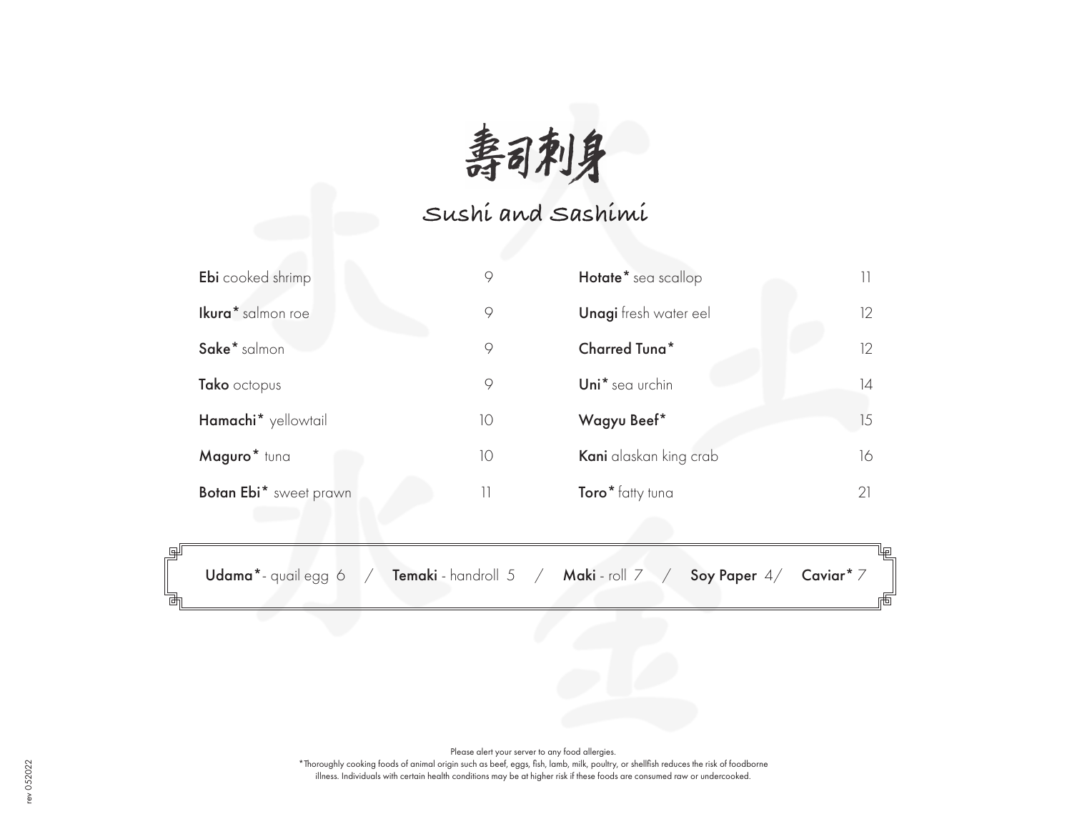# 壽司刺身

## Sushi and Sashimi

| Item | Price | Item | Price |
|---|---|---|---|
| **Ebi** cooked shrimp | 9 | **Hotate*** sea scallop | 11 |
| **Ikura*** salmon roe | 9 | **Unagi** fresh water eel | 12 |
| **Sake*** salmon | 9 | **Charred Tuna*** | 12 |
| **Tako** octopus | 9 | **Uni*** sea urchin | 14 |
| **Hamachi*** yellowtail | 10 | **Wagyu Beef*** | 15 |
| **Maguro*** tuna | 10 | **Kani** alaskan king crab | 16 |
| **Botan Ebi*** sweet prawn | 11 | **Toro*** fatty tuna | 21 |

**Udama***- quail egg 6 / **Temaki** - handroll 5 / **Maki** - roll 7 / **Soy Paper** 4/ **Caviar*** 7

Please alert your server to any food allergies.

*Thoroughly cooking foods of animal origin such as beef, eggs, fish, lamb, milk, poultry, or shellfish reduces the risk of foodborne illness. Individuals with certain health conditions may be at higher risk if these foods are consumed raw or undercooked.

rev 052022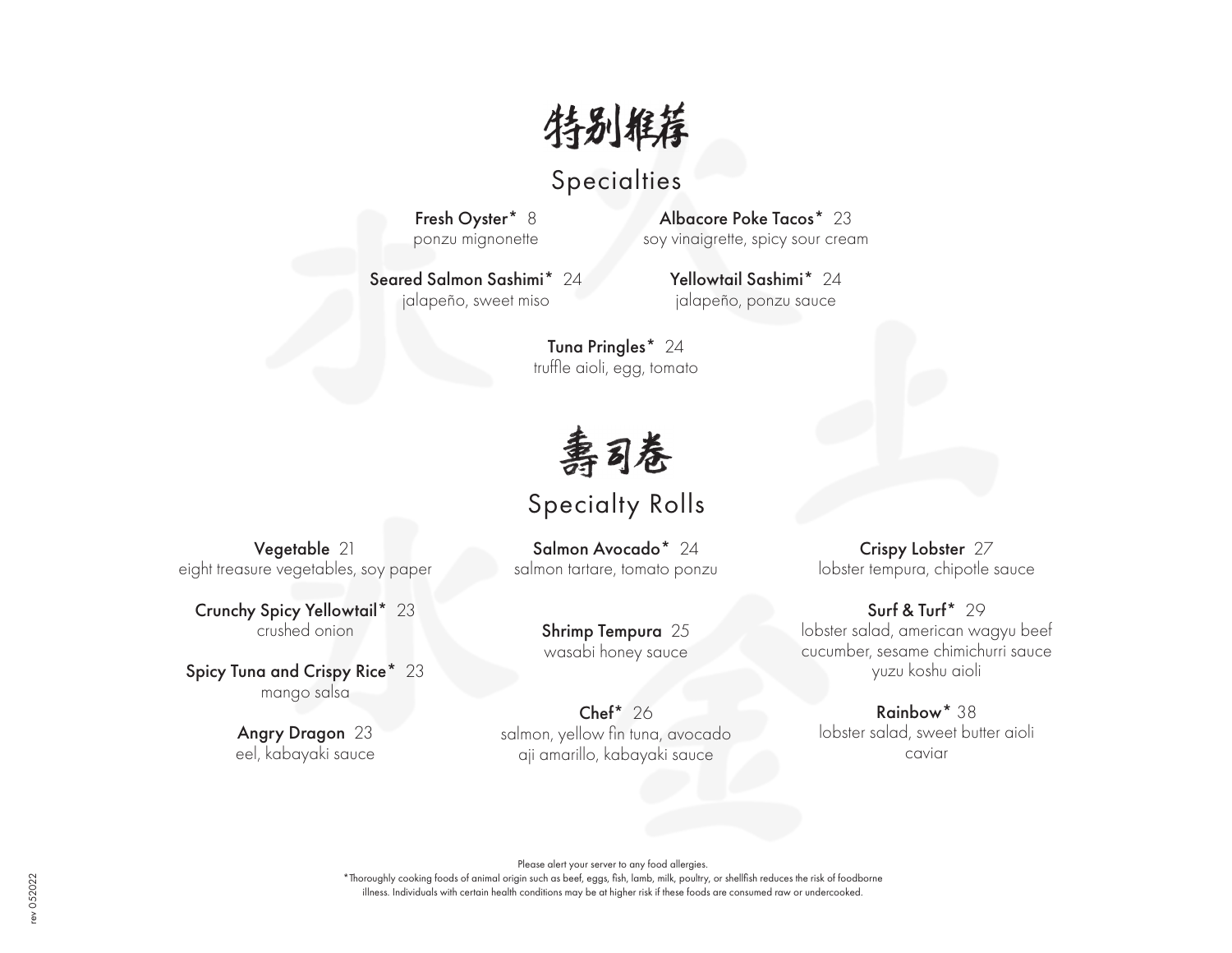# 特别推荐

# Specialties

**Fresh Oyster*** 8
ponzu mignonette

**Albacore Poke Tacos*** 23
soy vinaigrette, spicy sour cream

**Seared Salmon Sashimi*** 24
jalapeño, sweet miso

**Yellowtail Sashimi*** 24
jalapeño, ponzu sauce

**Tuna Pringles*** 24
truffle aioli, egg, tomato

# 壽司卷

# Specialty Rolls

**Vegetable** 21
eight treasure vegetables, soy paper

**Crunchy Spicy Yellowtail*** 23
crushed onion

**Spicy Tuna and Crispy Rice*** 23
mango salsa

**Angry Dragon** 23
eel, kabayaki sauce

**Salmon Avocado*** 24
salmon tartare, tomato ponzu

**Shrimp Tempura** 25
wasabi honey sauce

**Chef*** 26
salmon, yellow fin tuna, avocado
aji amarillo, kabayaki sauce

**Crispy Lobster** 27
lobster tempura, chipotle sauce

**Surf & Turf*** 29
lobster salad, american wagyu beef
cucumber, sesame chimichurri sauce
yuzu koshu aioli

**Rainbow*** 38
lobster salad, sweet butter aioli
caviar

Please alert your server to any food allergies.
*Thoroughly cooking foods of animal origin such as beef, eggs, fish, lamb, milk, poultry, or shellfish reduces the risk of foodborne illness. Individuals with certain health conditions may be at higher risk if these foods are consumed raw or undercooked.

rev 052022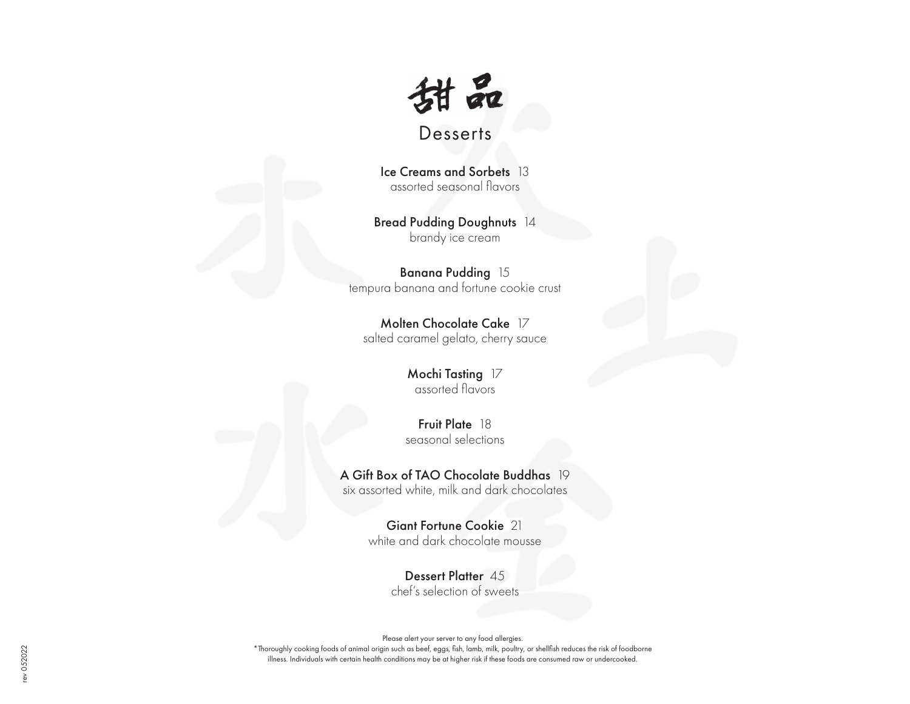# 甜品

# Desserts

**Ice Creams and Sorbets** 13
assorted seasonal flavors

**Bread Pudding Doughnuts** 14
brandy ice cream

**Banana Pudding** 15
tempura banana and fortune cookie crust

**Molten Chocolate Cake** 17
salted caramel gelato, cherry sauce

**Mochi Tasting** 17
assorted flavors

**Fruit Plate** 18
seasonal selections

**A Gift Box of TAO Chocolate Buddhas** 19
six assorted white, milk and dark chocolates

**Giant Fortune Cookie** 21
white and dark chocolate mousse

**Dessert Platter** 45
chef's selection of sweets

Please alert your server to any food allergies.
*Thoroughly cooking foods of animal origin such as beef, eggs, fish, lamb, milk, poultry, or shellfish reduces the risk of foodborne illness. Individuals with certain health conditions may be at higher risk if these foods are consumed raw or undercooked.

rev 052022